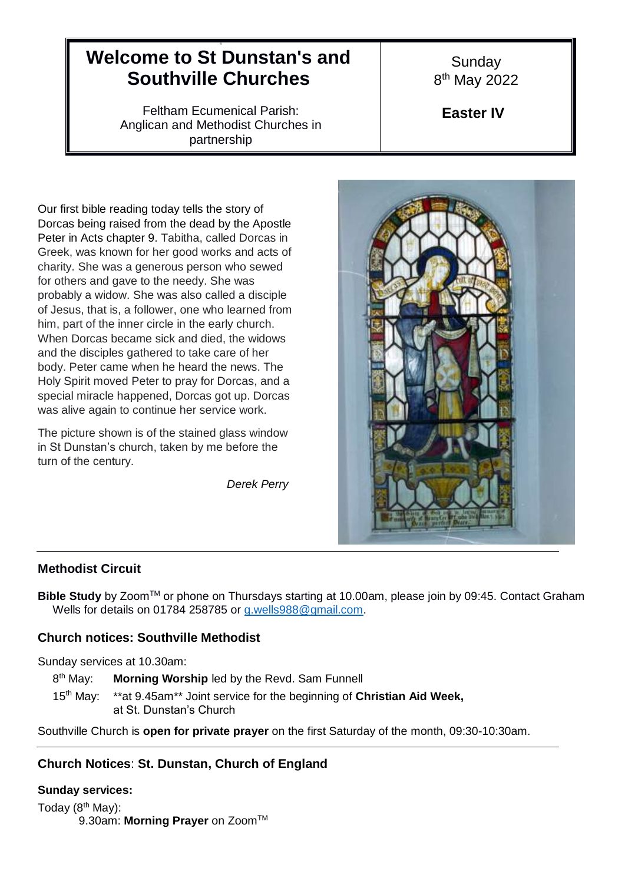# Welcome to St Dunstan's and Southville Churches

Feltham Ecumenical Parish: Anglican and Methodist Churches in partnership

Sunday 8th May 2022

**Easter IV**

Our first bible reading today tells the story of Dorcas being raised from the dead by the Apostle Peter in Acts chapter 9. Tabitha, called Dorcas in Greek, was known for her good works and acts of charity. She was a generous person who sewed for others and gave to the needy. She was probably a widow. She was also called a disciple of Jesus, that is, a follower, one who learned from him, part of the inner circle in the early church. When Dorcas became sick and died, the widows and the disciples gathered to take care of her body. Peter came when he heard the news. The Holy Spirit moved Peter to pray for Dorcas, and a special miracle happened, Dorcas got up. Dorcas was alive again to continue her service work.

The picture shown is of the stained glass window in St Dunstan's church, taken by me before the turn of the century.

*Derek Perry*

---

## Methodist Circuit

**Bible Study** by Zoom™ or phone on Thursdays starting at 10.00am, please join by 09:45. Contact Graham Wells for details on 01784 258785 or g.wells988@gmail.com.

## Church notices: Southville Methodist

Sunday services at 10.30am:

- 8th May: **Morning Worship** led by the Revd. Sam Funnell
- 15th May: **at 9.45am** Joint service for the beginning of **Christian Aid Week,** at St. Dunstan's Church

Southville Church is **open for private prayer** on the first Saturday of the month, 09:30-10:30am.

---

## Church Notices: St. Dunstan, Church of England

**Sunday services:**

Today (8th May):

9.30am: **Morning Prayer** on Zoom™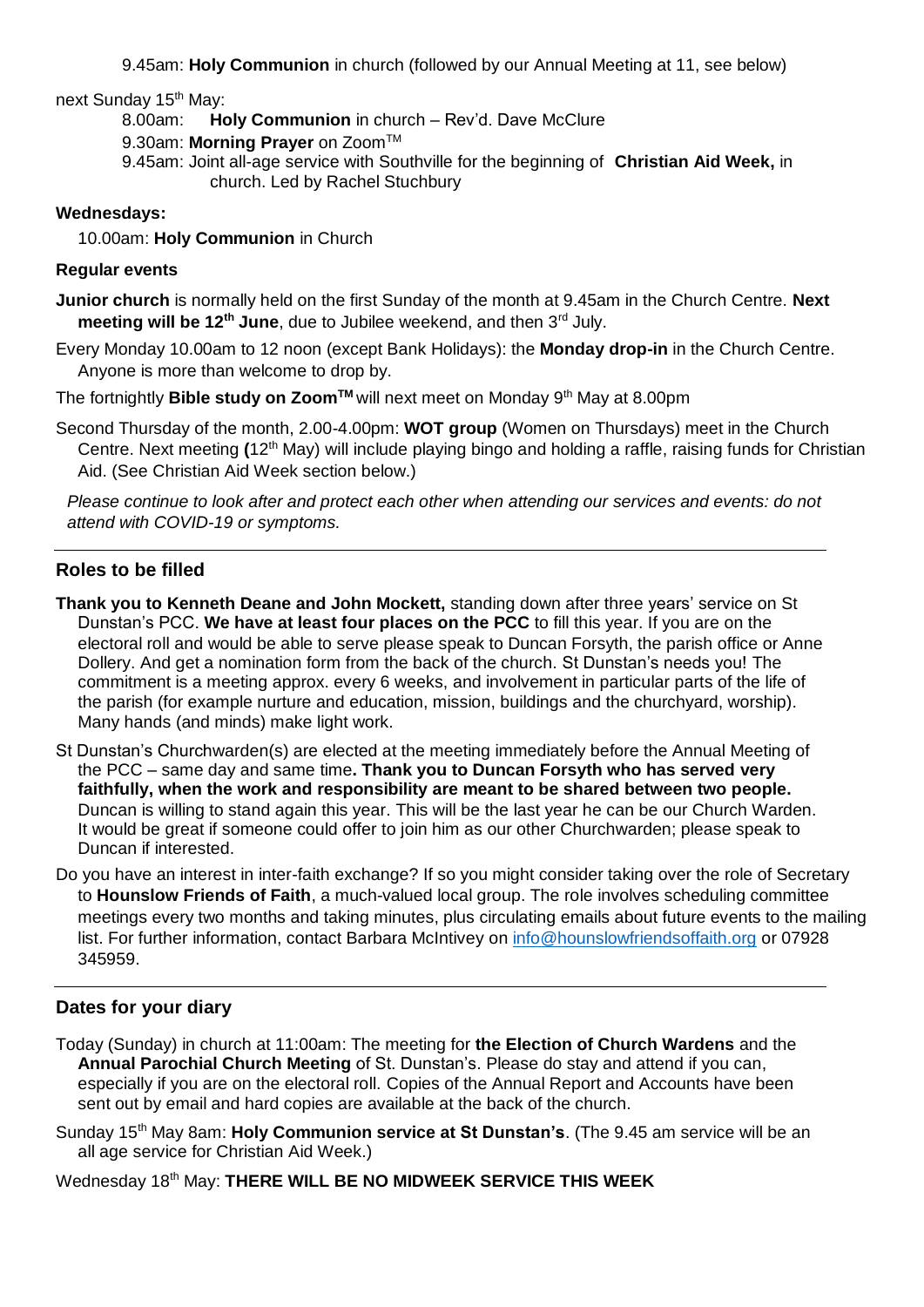9.45am: **Holy Communion** in church (followed by our Annual Meeting at 11, see below)

next Sunday 15th May:

8.00am: **Holy Communion** in church – Rev'd. Dave McClure

9.30am: **Morning Prayer** on Zoom™

9.45am: Joint all-age service with Southville for the beginning of **Christian Aid Week,** in church. Led by Rachel Stuchbury

**Wednesdays:**

10.00am: **Holy Communion** in Church

**Regular events**

**Junior church** is normally held on the first Sunday of the month at 9.45am in the Church Centre. **Next meeting will be 12th June**, due to Jubilee weekend, and then 3rd July.

Every Monday 10.00am to 12 noon (except Bank Holidays): the **Monday drop-in** in the Church Centre. Anyone is more than welcome to drop by.

The fortnightly **Bible study on Zoom™** will next meet on Monday 9th May at 8.00pm

Second Thursday of the month, 2.00-4.00pm: **WOT group** (Women on Thursdays) meet in the Church Centre. Next meeting **(**12th May) will include playing bingo and holding a raffle, raising funds for Christian Aid. (See Christian Aid Week section below.)

*Please continue to look after and protect each other when attending our services and events: do not attend with COVID-19 or symptoms.*

---

## Roles to be filled

**Thank you to Kenneth Deane and John Mockett,** standing down after three years' service on St Dunstan's PCC. **We have at least four places on the PCC** to fill this year. If you are on the electoral roll and would be able to serve please speak to Duncan Forsyth, the parish office or Anne Dollery. And get a nomination form from the back of the church. St Dunstan's needs you! The commitment is a meeting approx. every 6 weeks, and involvement in particular parts of the life of the parish (for example nurture and education, mission, buildings and the churchyard, worship). Many hands (and minds) make light work.

St Dunstan's Churchwarden(s) are elected at the meeting immediately before the Annual Meeting of the PCC – same day and same time**. Thank you to Duncan Forsyth who has served very faithfully, when the work and responsibility are meant to be shared between two people.** Duncan is willing to stand again this year. This will be the last year he can be our Church Warden. It would be great if someone could offer to join him as our other Churchwarden; please speak to Duncan if interested.

Do you have an interest in inter-faith exchange? If so you might consider taking over the role of Secretary to **Hounslow Friends of Faith**, a much-valued local group. The role involves scheduling committee meetings every two months and taking minutes, plus circulating emails about future events to the mailing list. For further information, contact Barbara McIntivey on info@hounslowfriendsoffaith.org or 07928 345959.

---

## Dates for your diary

Today (Sunday) in church at 11:00am: The meeting for **the Election of Church Wardens** and the **Annual Parochial Church Meeting** of St. Dunstan's. Please do stay and attend if you can, especially if you are on the electoral roll. Copies of the Annual Report and Accounts have been sent out by email and hard copies are available at the back of the church.

Sunday 15th May 8am: **Holy Communion service at St Dunstan's**. (The 9.45 am service will be an all age service for Christian Aid Week.)

Wednesday 18th May: **THERE WILL BE NO MIDWEEK SERVICE THIS WEEK**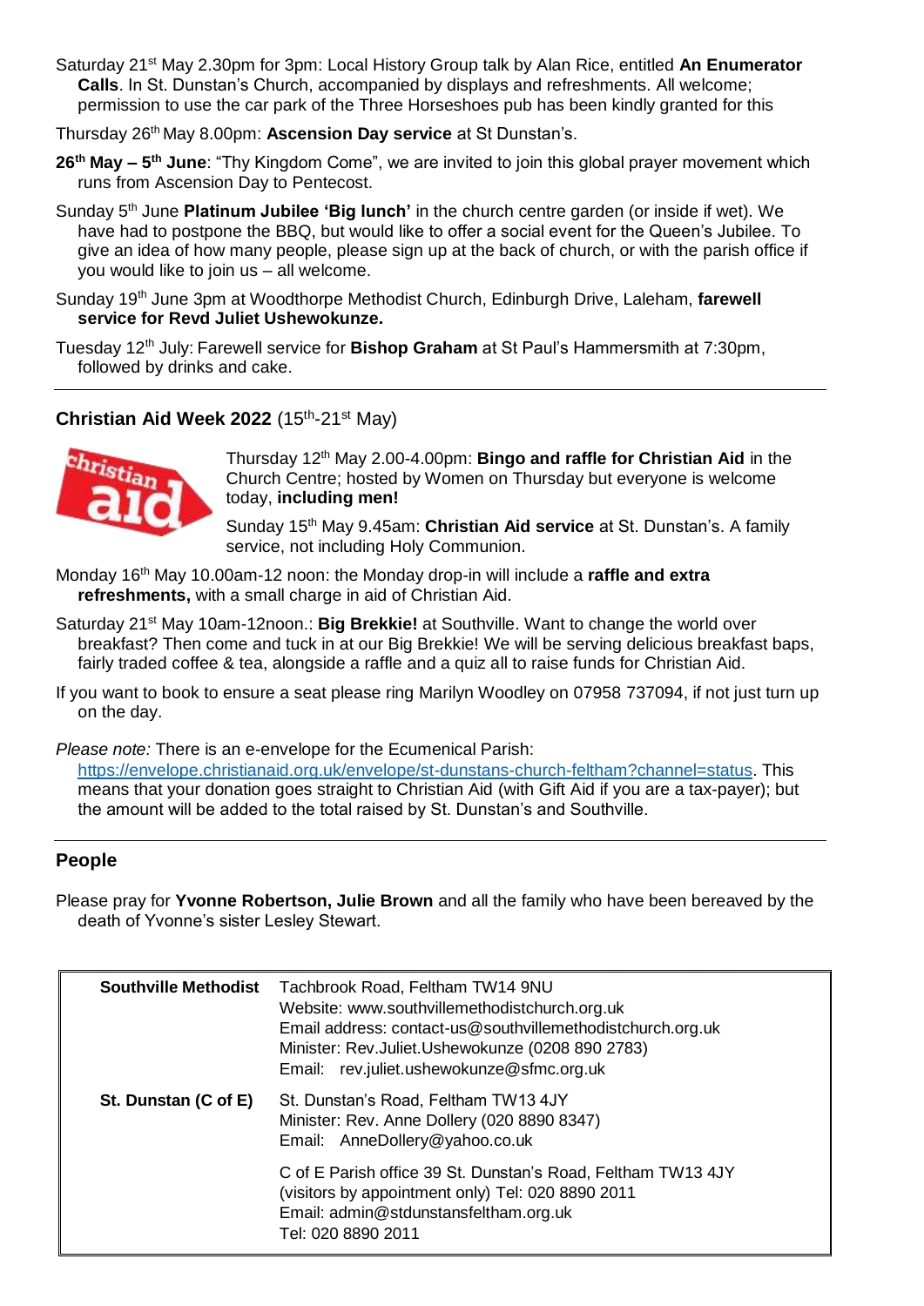Saturday 21st May 2.30pm for 3pm: Local History Group talk by Alan Rice, entitled **An Enumerator Calls**. In St. Dunstan's Church, accompanied by displays and refreshments. All welcome; permission to use the car park of the Three Horseshoes pub has been kindly granted for this

Thursday 26th May 8.00pm: **Ascension Day service** at St Dunstan's.

**26th May – 5th June**: "Thy Kingdom Come", we are invited to join this global prayer movement which runs from Ascension Day to Pentecost.

Sunday 5th June **Platinum Jubilee 'Big lunch'** in the church centre garden (or inside if wet). We have had to postpone the BBQ, but would like to offer a social event for the Queen's Jubilee. To give an idea of how many people, please sign up at the back of church, or with the parish office if you would like to join us – all welcome.

Sunday 19th June 3pm at Woodthorpe Methodist Church, Edinburgh Drive, Laleham, **farewell service for Revd Juliet Ushewokunze.**

Tuesday 12th July: Farewell service for **Bishop Graham** at St Paul's Hammersmith at 7:30pm, followed by drinks and cake.

---

## Christian Aid Week 2022 (15th-21st May)

Thursday 12th May 2.00-4.00pm: **Bingo and raffle for Christian Aid** in the Church Centre; hosted by Women on Thursday but everyone is welcome today, **including men!**

Sunday 15th May 9.45am: **Christian Aid service** at St. Dunstan's. A family service, not including Holy Communion.

Monday 16th May 10.00am-12 noon: the Monday drop-in will include a **raffle and extra refreshments,** with a small charge in aid of Christian Aid.

Saturday 21st May 10am-12noon.: **Big Brekkie!** at Southville. Want to change the world over breakfast? Then come and tuck in at our Big Brekkie! We will be serving delicious breakfast baps, fairly traded coffee & tea, alongside a raffle and a quiz all to raise funds for Christian Aid.

If you want to book to ensure a seat please ring Marilyn Woodley on 07958 737094, if not just turn up on the day.

*Please note:* There is an e-envelope for the Ecumenical Parish: https://envelope.christianaid.org.uk/envelope/st-dunstans-church-feltham?channel=status. This means that your donation goes straight to Christian Aid (with Gift Aid if you are a tax-payer); but the amount will be added to the total raised by St. Dunstan's and Southville.

---

## People

Please pray for **Yvonne Robertson, Julie Brown** and all the family who have been bereaved by the death of Yvonne's sister Lesley Stewart.

| | |
|---|---|
| **Southville Methodist** | Tachbrook Road, Feltham TW14 9NU<br>Website: www.southvillemethodistchurch.org.uk<br>Email address: contact-us@southvillemethodistchurch.org.uk<br>Minister: Rev.Juliet.Ushewokunze (0208 890 2783)<br>Email: rev.juliet.ushewokunze@sfmc.org.uk |
| **St. Dunstan (C of E)** | St. Dunstan's Road, Feltham TW13 4JY<br>Minister: Rev. Anne Dollery (020 8890 8347)<br>Email: AnneDollery@yahoo.co.uk |
| | C of E Parish office 39 St. Dunstan's Road, Feltham TW13 4JY<br>(visitors by appointment only) Tel: 020 8890 2011<br>Email: admin@stdunstansfeltham.org.uk<br>Tel: 020 8890 2011 |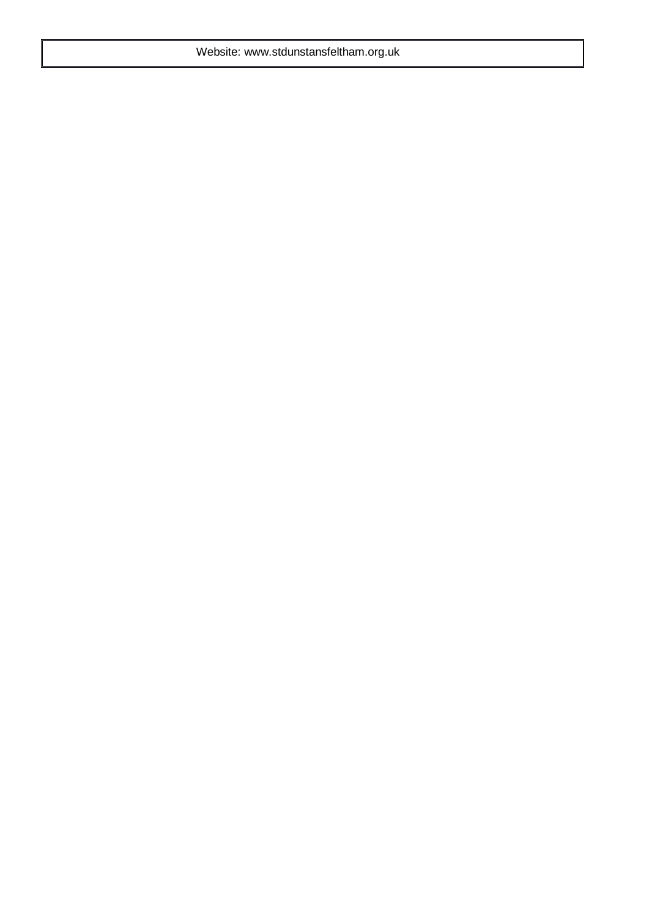Website: www.stdunstansfeltham.org.uk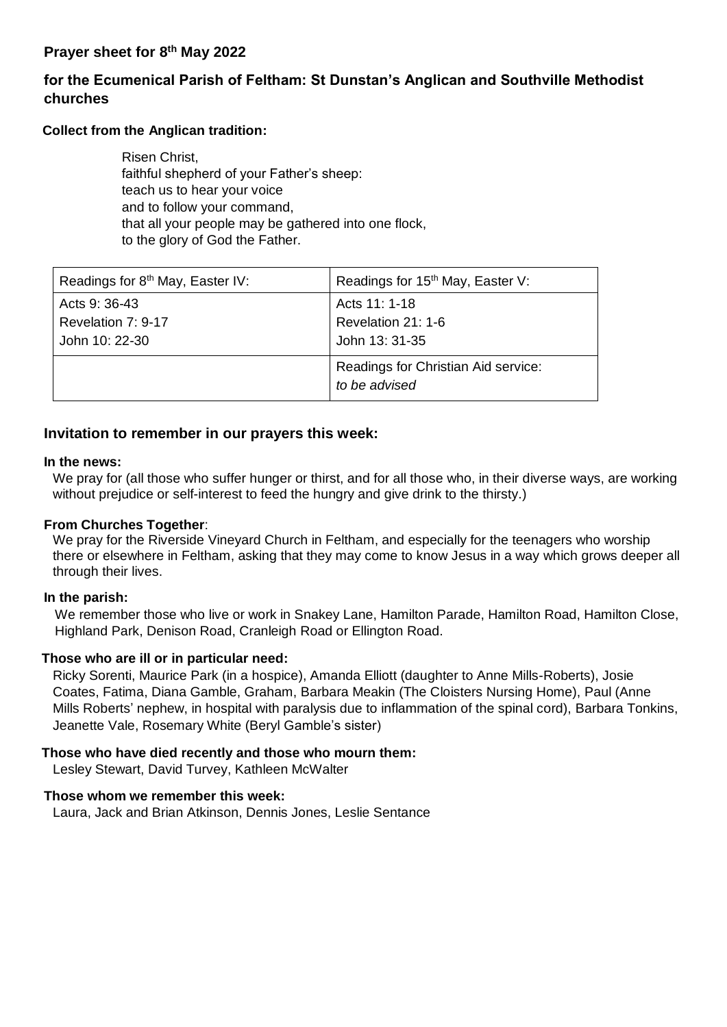**Prayer sheet for 8th May 2022**

**for the Ecumenical Parish of Feltham: St Dunstan's Anglican and Southville Methodist churches**

**Collect from the Anglican tradition:**

Risen Christ,
faithful shepherd of your Father's sheep:
teach us to hear your voice
and to follow your command,
that all your people may be gathered into one flock,
to the glory of God the Father.

| Readings for 8th May, Easter IV: | Readings for 15th May, Easter V: |
|---|---|
| Acts 9: 36-43<br>Revelation 7: 9-17<br>John 10: 22-30 | Acts 11: 1-18<br>Revelation 21: 1-6<br>John 13: 31-35 |
| | Readings for Christian Aid service:<br>*to be advised* |

**Invitation to remember in our prayers this week:**

**In the news:**
We pray for (all those who suffer hunger or thirst, and for all those who, in their diverse ways, are working without prejudice or self-interest to feed the hungry and give drink to the thirsty.)

**From Churches Together**:
We pray for the Riverside Vineyard Church in Feltham, and especially for the teenagers who worship there or elsewhere in Feltham, asking that they may come to know Jesus in a way which grows deeper all through their lives.

**In the parish:**
We remember those who live or work in Snakey Lane, Hamilton Parade, Hamilton Road, Hamilton Close, Highland Park, Denison Road, Cranleigh Road or Ellington Road.

**Those who are ill or in particular need:**
Ricky Sorenti, Maurice Park (in a hospice), Amanda Elliott (daughter to Anne Mills-Roberts), Josie Coates, Fatima, Diana Gamble, Graham, Barbara Meakin (The Cloisters Nursing Home), Paul (Anne Mills Roberts' nephew, in hospital with paralysis due to inflammation of the spinal cord), Barbara Tonkins, Jeanette Vale, Rosemary White (Beryl Gamble's sister)

**Those who have died recently and those who mourn them:**
Lesley Stewart, David Turvey, Kathleen McWalter

**Those whom we remember this week:**
Laura, Jack and Brian Atkinson, Dennis Jones, Leslie Sentance